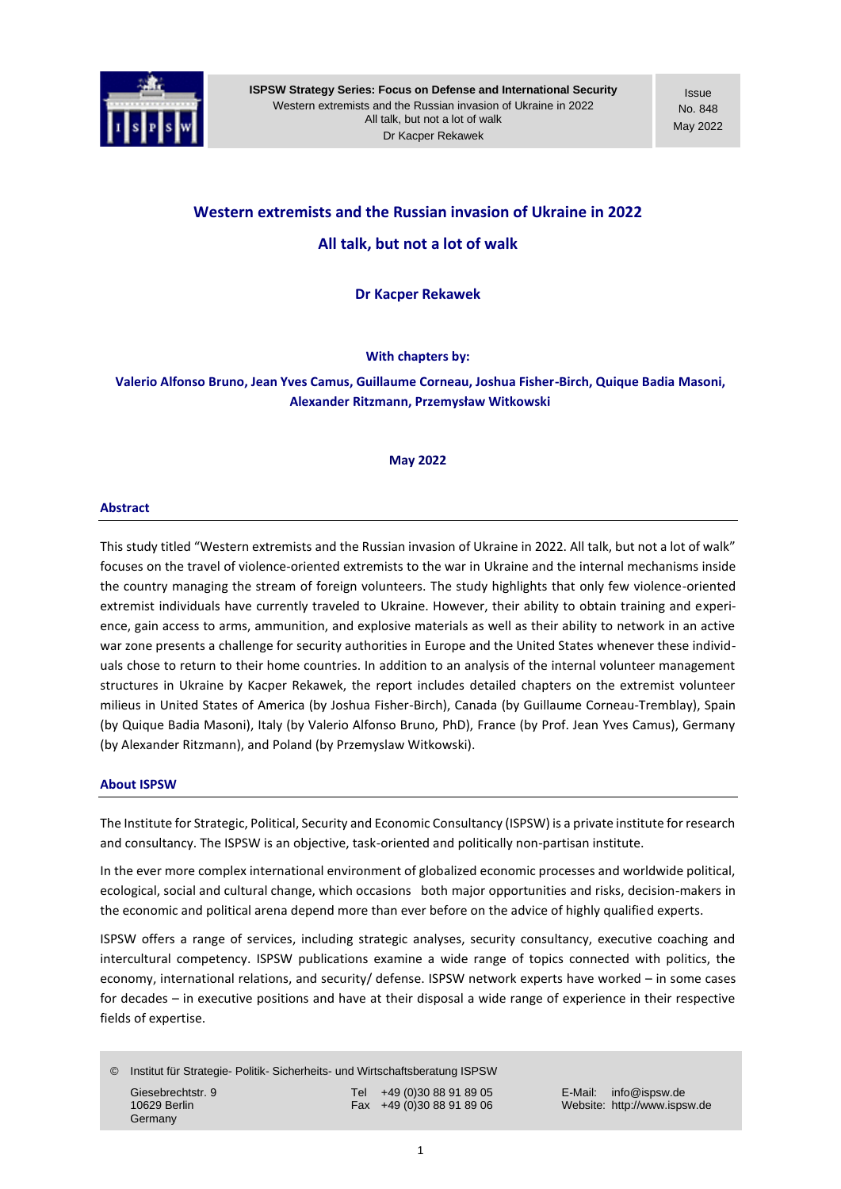# Western extremists and the Russian invasion of Ukraine in 2022

## All talk, but not a lot of walk

**Dr Kacper Rekawek**

**With chapters by:**

**Valerio Alfonso Bruno, Jean Yves Camus, Guillaume Corneau, Joshua Fisher-Birch, Quique Badia Masoni, Alexander Ritzmann, Przemysław Witkowski**

**May 2022**

### Abstract

This study titled "Western extremists and the Russian invasion of Ukraine in 2022. All talk, but not a lot of walk" focuses on the travel of violence-oriented extremists to the war in Ukraine and the internal mechanisms inside the country managing the stream of foreign volunteers. The study highlights that only few violence-oriented extremist individuals have currently traveled to Ukraine. However, their ability to obtain training and experience, gain access to arms, ammunition, and explosive materials as well as their ability to network in an active war zone presents a challenge for security authorities in Europe and the United States whenever these individuals chose to return to their home countries. In addition to an analysis of the internal volunteer management structures in Ukraine by Kacper Rekawek, the report includes detailed chapters on the extremist volunteer milieus in United States of America (by Joshua Fisher-Birch), Canada (by Guillaume Corneau-Tremblay), Spain (by Quique Badia Masoni), Italy (by Valerio Alfonso Bruno, PhD), France (by Prof. Jean Yves Camus), Germany (by Alexander Ritzmann), and Poland (by Przemyslaw Witkowski).

### About ISPSW

The Institute for Strategic, Political, Security and Economic Consultancy (ISPSW) is a private institute for research and consultancy. The ISPSW is an objective, task-oriented and politically non-partisan institute.

In the ever more complex international environment of globalized economic processes and worldwide political, ecological, social and cultural change, which occasions both major opportunities and risks, decision-makers in the economic and political arena depend more than ever before on the advice of highly qualified experts.

ISPSW offers a range of services, including strategic analyses, security consultancy, executive coaching and intercultural competency. ISPSW publications examine a wide range of topics connected with politics, the economy, international relations, and security/ defense. ISPSW network experts have worked – in some cases for decades – in executive positions and have at their disposal a wide range of experience in their respective fields of expertise.

© Institut für Strategie- Politik- Sicherheits- und Wirtschaftsberatung ISPSW

Giesebrechtstr. 9
10629 Berlin
Germany

Tel +49 (0)30 88 91 89 05
Fax +49 (0)30 88 91 89 06

E-Mail: info@ispsw.de
Website: http://www.ispsw.de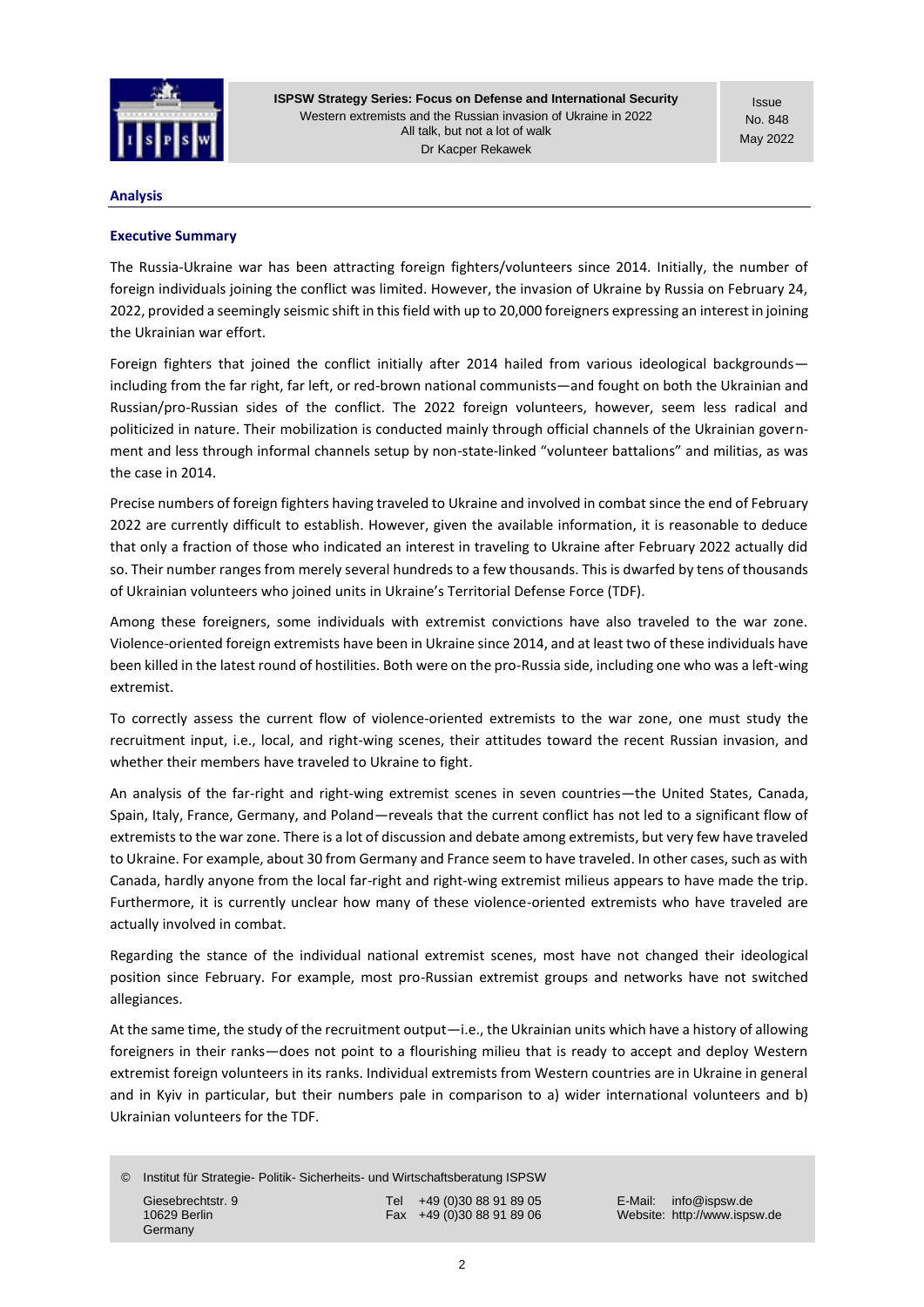**Analysis**

**Executive Summary**

The Russia-Ukraine war has been attracting foreign fighters/volunteers since 2014. Initially, the number of foreign individuals joining the conflict was limited. However, the invasion of Ukraine by Russia on February 24, 2022, provided a seemingly seismic shift in this field with up to 20,000 foreigners expressing an interest in joining the Ukrainian war effort.

Foreign fighters that joined the conflict initially after 2014 hailed from various ideological backgrounds—including from the far right, far left, or red-brown national communists—and fought on both the Ukrainian and Russian/pro-Russian sides of the conflict. The 2022 foreign volunteers, however, seem less radical and politicized in nature. Their mobilization is conducted mainly through official channels of the Ukrainian government and less through informal channels setup by non-state-linked "volunteer battalions" and militias, as was the case in 2014.

Precise numbers of foreign fighters having traveled to Ukraine and involved in combat since the end of February 2022 are currently difficult to establish. However, given the available information, it is reasonable to deduce that only a fraction of those who indicated an interest in traveling to Ukraine after February 2022 actually did so. Their number ranges from merely several hundreds to a few thousands. This is dwarfed by tens of thousands of Ukrainian volunteers who joined units in Ukraine's Territorial Defense Force (TDF).

Among these foreigners, some individuals with extremist convictions have also traveled to the war zone. Violence-oriented foreign extremists have been in Ukraine since 2014, and at least two of these individuals have been killed in the latest round of hostilities. Both were on the pro-Russia side, including one who was a left-wing extremist.

To correctly assess the current flow of violence-oriented extremists to the war zone, one must study the recruitment input, i.e., local, and right-wing scenes, their attitudes toward the recent Russian invasion, and whether their members have traveled to Ukraine to fight.

An analysis of the far-right and right-wing extremist scenes in seven countries—the United States, Canada, Spain, Italy, France, Germany, and Poland—reveals that the current conflict has not led to a significant flow of extremists to the war zone. There is a lot of discussion and debate among extremists, but very few have traveled to Ukraine. For example, about 30 from Germany and France seem to have traveled. In other cases, such as with Canada, hardly anyone from the local far-right and right-wing extremist milieus appears to have made the trip. Furthermore, it is currently unclear how many of these violence-oriented extremists who have traveled are actually involved in combat.

Regarding the stance of the individual national extremist scenes, most have not changed their ideological position since February. For example, most pro-Russian extremist groups and networks have not switched allegiances.

At the same time, the study of the recruitment output—i.e., the Ukrainian units which have a history of allowing foreigners in their ranks—does not point to a flourishing milieu that is ready to accept and deploy Western extremist foreign volunteers in its ranks. Individual extremists from Western countries are in Ukraine in general and in Kyiv in particular, but their numbers pale in comparison to a) wider international volunteers and b) Ukrainian volunteers for the TDF.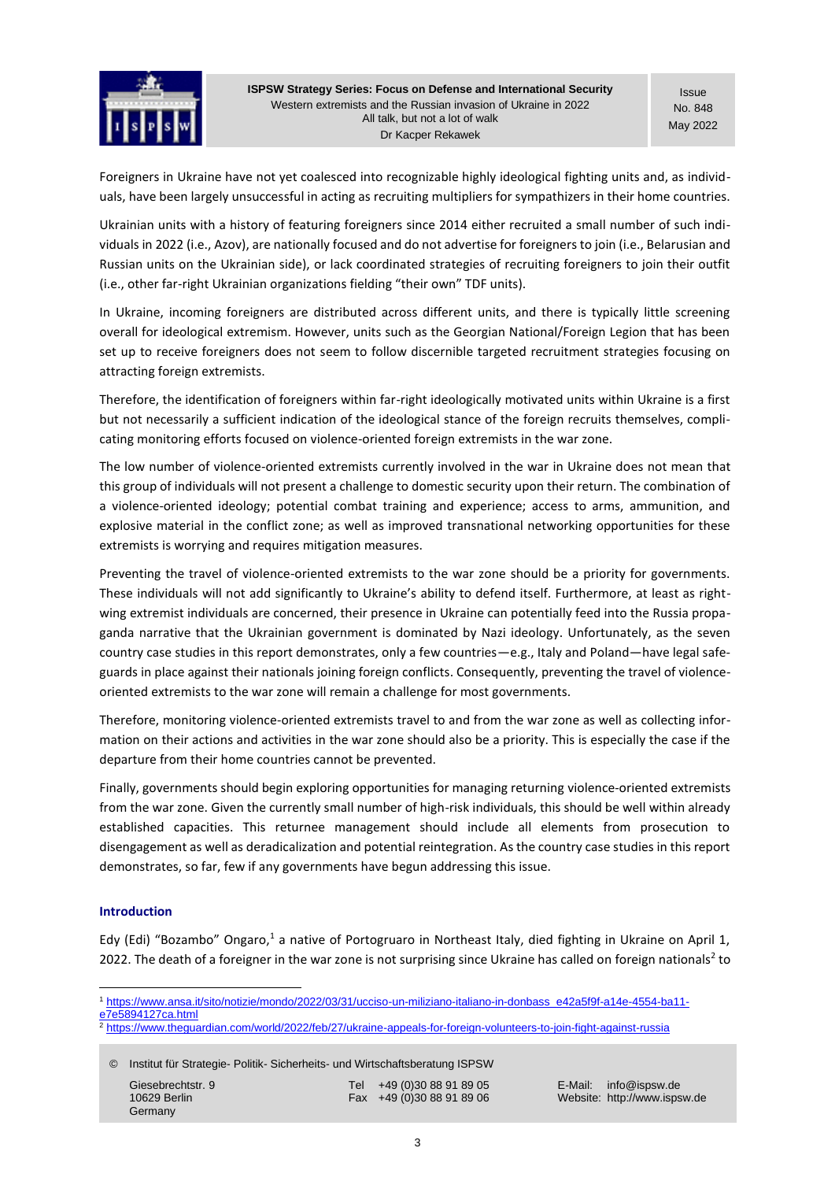Foreigners in Ukraine have not yet coalesced into recognizable highly ideological fighting units and, as individuals, have been largely unsuccessful in acting as recruiting multipliers for sympathizers in their home countries.

Ukrainian units with a history of featuring foreigners since 2014 either recruited a small number of such individuals in 2022 (i.e., Azov), are nationally focused and do not advertise for foreigners to join (i.e., Belarusian and Russian units on the Ukrainian side), or lack coordinated strategies of recruiting foreigners to join their outfit (i.e., other far-right Ukrainian organizations fielding "their own" TDF units).

In Ukraine, incoming foreigners are distributed across different units, and there is typically little screening overall for ideological extremism. However, units such as the Georgian National/Foreign Legion that has been set up to receive foreigners does not seem to follow discernible targeted recruitment strategies focusing on attracting foreign extremists.

Therefore, the identification of foreigners within far-right ideologically motivated units within Ukraine is a first but not necessarily a sufficient indication of the ideological stance of the foreign recruits themselves, complicating monitoring efforts focused on violence-oriented foreign extremists in the war zone.

The low number of violence-oriented extremists currently involved in the war in Ukraine does not mean that this group of individuals will not present a challenge to domestic security upon their return. The combination of a violence-oriented ideology; potential combat training and experience; access to arms, ammunition, and explosive material in the conflict zone; as well as improved transnational networking opportunities for these extremists is worrying and requires mitigation measures.

Preventing the travel of violence-oriented extremists to the war zone should be a priority for governments. These individuals will not add significantly to Ukraine's ability to defend itself. Furthermore, at least as right-wing extremist individuals are concerned, their presence in Ukraine can potentially feed into the Russia propaganda narrative that the Ukrainian government is dominated by Nazi ideology. Unfortunately, as the seven country case studies in this report demonstrates, only a few countries—e.g., Italy and Poland—have legal safeguards in place against their nationals joining foreign conflicts. Consequently, preventing the travel of violence-oriented extremists to the war zone will remain a challenge for most governments.

Therefore, monitoring violence-oriented extremists travel to and from the war zone as well as collecting information on their actions and activities in the war zone should also be a priority. This is especially the case if the departure from their home countries cannot be prevented.

Finally, governments should begin exploring opportunities for managing returning violence-oriented extremists from the war zone. Given the currently small number of high-risk individuals, this should be well within already established capacities. This returnee management should include all elements from prosecution to disengagement as well as deradicalization and potential reintegration. As the country case studies in this report demonstrates, so far, few if any governments have begun addressing this issue.

## Introduction

Edy (Edi) "Bozambo" Ongaro,[1] a native of Portogruaro in Northeast Italy, died fighting in Ukraine on April 1, 2022. The death of a foreigner in the war zone is not surprising since Ukraine has called on foreign nationals[2] to

[1] https://www.ansa.it/sito/notizie/mondo/2022/03/31/ucciso-un-miliziano-italiano-in-donbass_e42a5f9f-a14e-4554-ba11-e7e5894127ca.html

[2] https://www.theguardian.com/world/2022/feb/27/ukraine-appeals-for-foreign-volunteers-to-join-fight-against-russia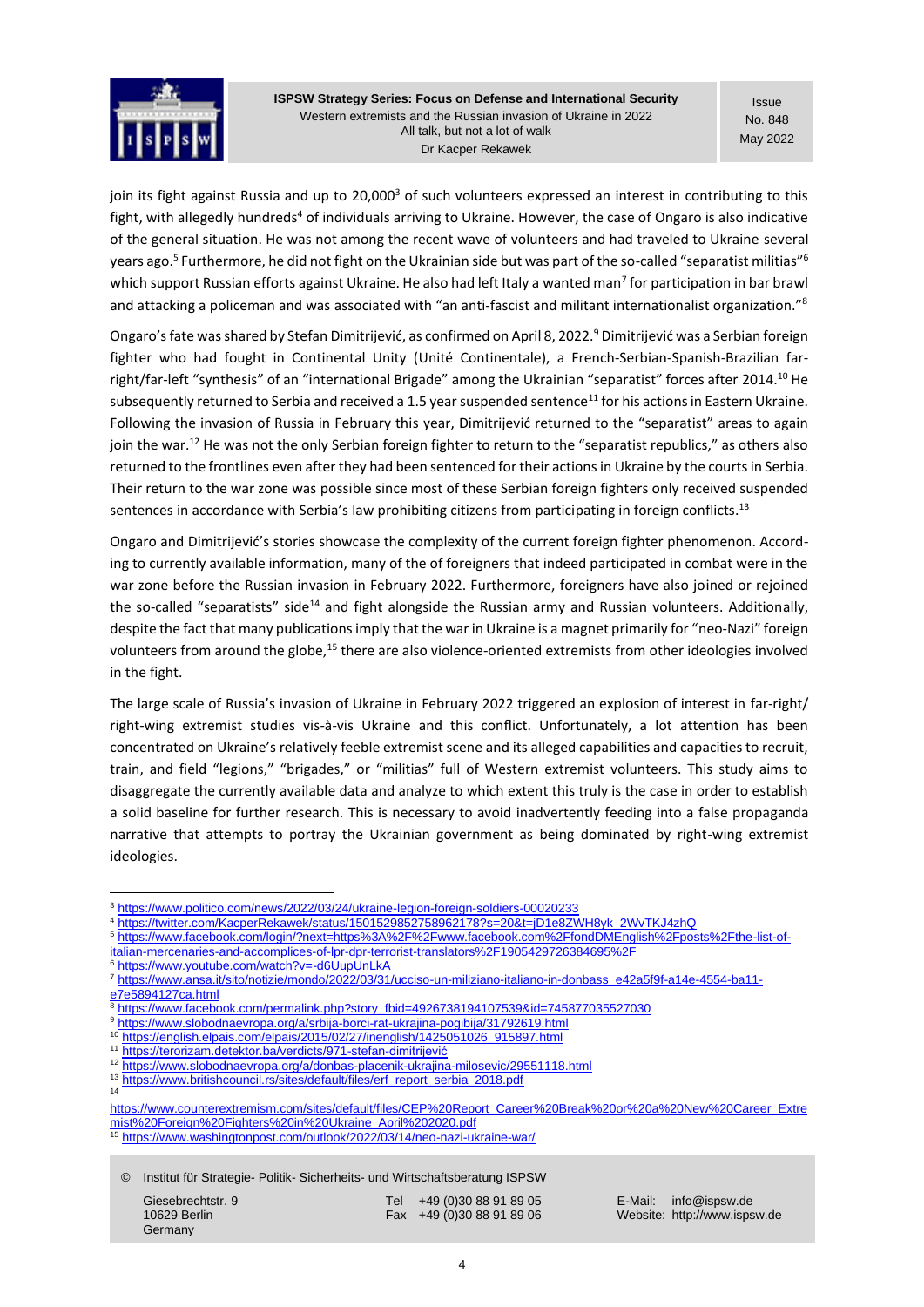join its fight against Russia and up to 20,000[3] of such volunteers expressed an interest in contributing to this fight, with allegedly hundreds[4] of individuals arriving to Ukraine. However, the case of Ongaro is also indicative of the general situation. He was not among the recent wave of volunteers and had traveled to Ukraine several years ago.[5] Furthermore, he did not fight on the Ukrainian side but was part of the so-called "separatist militias"[6] which support Russian efforts against Ukraine. He also had left Italy a wanted man[7] for participation in bar brawl and attacking a policeman and was associated with "an anti-fascist and militant internationalist organization."[8]

Ongaro's fate was shared by Stefan Dimitrijević, as confirmed on April 8, 2022.[9] Dimitrijević was a Serbian foreign fighter who had fought in Continental Unity (Unité Continentale), a French-Serbian-Spanish-Brazilian far-right/far-left "synthesis" of an "international Brigade" among the Ukrainian "separatist" forces after 2014.[10] He subsequently returned to Serbia and received a 1.5 year suspended sentence[11] for his actions in Eastern Ukraine. Following the invasion of Russia in February this year, Dimitrijević returned to the "separatist" areas to again join the war.[12] He was not the only Serbian foreign fighter to return to the "separatist republics," as others also returned to the frontlines even after they had been sentenced for their actions in Ukraine by the courts in Serbia. Their return to the war zone was possible since most of these Serbian foreign fighters only received suspended sentences in accordance with Serbia's law prohibiting citizens from participating in foreign conflicts.[13]

Ongaro and Dimitrijević's stories showcase the complexity of the current foreign fighter phenomenon. According to currently available information, many of the of foreigners that indeed participated in combat were in the war zone before the Russian invasion in February 2022. Furthermore, foreigners have also joined or rejoined the so-called "separatists" side[14] and fight alongside the Russian army and Russian volunteers. Additionally, despite the fact that many publications imply that the war in Ukraine is a magnet primarily for "neo-Nazi" foreign volunteers from around the globe,[15] there are also violence-oriented extremists from other ideologies involved in the fight.

The large scale of Russia's invasion of Ukraine in February 2022 triggered an explosion of interest in far-right/right-wing extremist studies vis-à-vis Ukraine and this conflict. Unfortunately, a lot attention has been concentrated on Ukraine's relatively feeble extremist scene and its alleged capabilities and capacities to recruit, train, and field "legions," "brigades," or "militias" full of Western extremist volunteers. This study aims to disaggregate the currently available data and analyze to which extent this truly is the case in order to establish a solid baseline for further research. This is necessary to avoid inadvertently feeding into a false propaganda narrative that attempts to portray the Ukrainian government as being dominated by right-wing extremist ideologies.

---

[3] https://www.politico.com/news/2022/03/24/ukraine-legion-foreign-soldiers-00020233

[4] https://twitter.com/KacperRekawek/status/1501529852758962178?s=20&t=jD1e8ZWH8yk_2WvTKJ4zhQ

[5] https://www.facebook.com/login/?next=https%3A%2F%2Fwww.facebook.com%2FfondDMEnglish%2Fposts%2Fthe-list-of-italian-mercenaries-and-accomplices-of-lpr-dpr-terrorist-translators%2F1905429726384695%2F

[6] https://www.youtube.com/watch?v=-d6UupUnLkA

[7] https://www.ansa.it/sito/notizie/mondo/2022/03/31/ucciso-un-miliziano-italiano-in-donbass_e42a5f9f-a14e-4554-ba11-e7e5894127ca.html

[8] https://www.facebook.com/permalink.php?story_fbid=4926738194107539&id=745877035527030

[9] https://www.slobodnaevropa.org/a/srbija-borci-rat-ukrajina-pogibija/31792619.html

[10] https://english.elpais.com/elpais/2015/02/27/inenglish/1425051026_915897.html

[11] https://terorizam.detektor.ba/verdicts/971-stefan-dimitrijević

[12] https://www.slobodnaevropa.org/a/donbas-placenik-ukrajina-milosevic/29551118.html

[13] https://www.britishcouncil.rs/sites/default/files/erf_report_serbia_2018.pdf

[14] https://www.counterextremism.com/sites/default/files/CEP%20Report_Career%20Break%20or%20a%20New%20Career_Extremist%20Foreign%20Fighters%20in%20Ukraine_April%202020.pdf

[15] https://www.washingtonpost.com/outlook/2022/03/14/neo-nazi-ukraine-war/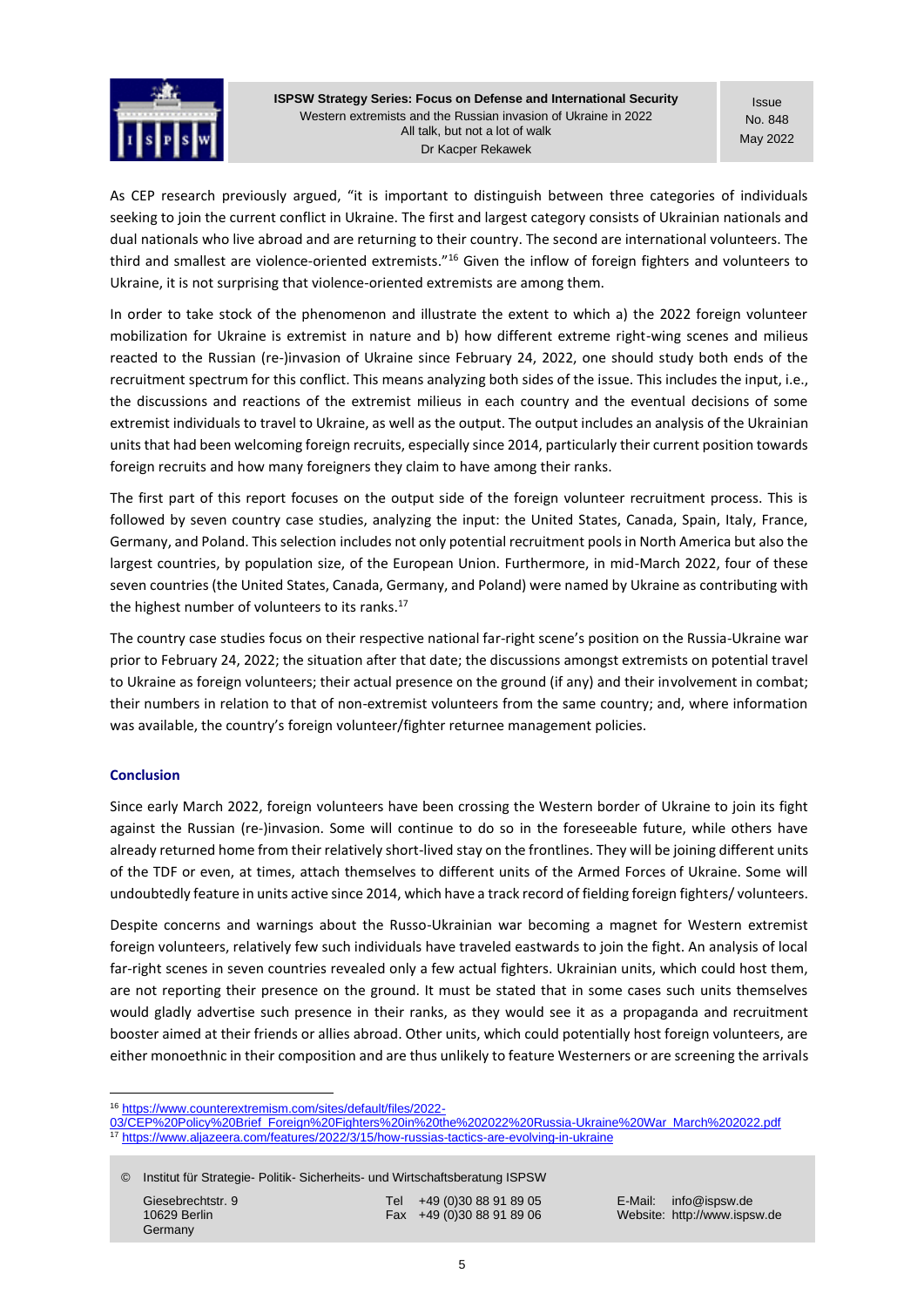As CEP research previously argued, "it is important to distinguish between three categories of individuals seeking to join the current conflict in Ukraine. The first and largest category consists of Ukrainian nationals and dual nationals who live abroad and are returning to their country. The second are international volunteers. The third and smallest are violence-oriented extremists."[16] Given the inflow of foreign fighters and volunteers to Ukraine, it is not surprising that violence-oriented extremists are among them.

In order to take stock of the phenomenon and illustrate the extent to which a) the 2022 foreign volunteer mobilization for Ukraine is extremist in nature and b) how different extreme right-wing scenes and milieus reacted to the Russian (re-)invasion of Ukraine since February 24, 2022, one should study both ends of the recruitment spectrum for this conflict. This means analyzing both sides of the issue. This includes the input, i.e., the discussions and reactions of the extremist milieus in each country and the eventual decisions of some extremist individuals to travel to Ukraine, as well as the output. The output includes an analysis of the Ukrainian units that had been welcoming foreign recruits, especially since 2014, particularly their current position towards foreign recruits and how many foreigners they claim to have among their ranks.

The first part of this report focuses on the output side of the foreign volunteer recruitment process. This is followed by seven country case studies, analyzing the input: the United States, Canada, Spain, Italy, France, Germany, and Poland. This selection includes not only potential recruitment pools in North America but also the largest countries, by population size, of the European Union. Furthermore, in mid-March 2022, four of these seven countries (the United States, Canada, Germany, and Poland) were named by Ukraine as contributing with the highest number of volunteers to its ranks.[17]

The country case studies focus on their respective national far-right scene's position on the Russia-Ukraine war prior to February 24, 2022; the situation after that date; the discussions amongst extremists on potential travel to Ukraine as foreign volunteers; their actual presence on the ground (if any) and their involvement in combat; their numbers in relation to that of non-extremist volunteers from the same country; and, where information was available, the country's foreign volunteer/fighter returnee management policies.

## Conclusion

Since early March 2022, foreign volunteers have been crossing the Western border of Ukraine to join its fight against the Russian (re-)invasion. Some will continue to do so in the foreseeable future, while others have already returned home from their relatively short-lived stay on the frontlines. They will be joining different units of the TDF or even, at times, attach themselves to different units of the Armed Forces of Ukraine. Some will undoubtedly feature in units active since 2014, which have a track record of fielding foreign fighters/ volunteers.

Despite concerns and warnings about the Russo-Ukrainian war becoming a magnet for Western extremist foreign volunteers, relatively few such individuals have traveled eastwards to join the fight. An analysis of local far-right scenes in seven countries revealed only a few actual fighters. Ukrainian units, which could host them, are not reporting their presence on the ground. It must be stated that in some cases such units themselves would gladly advertise such presence in their ranks, as they would see it as a propaganda and recruitment booster aimed at their friends or allies abroad. Other units, which could potentially host foreign volunteers, are either monoethnic in their composition and are thus unlikely to feature Westerners or are screening the arrivals

---

[16] https://www.counterextremism.com/sites/default/files/2022-03/CEP%20Policy%20Brief_Foreign%20Fighters%20in%20the%202022%20Russia-Ukraine%20War_March%202022.pdf

[17] https://www.aljazeera.com/features/2022/3/15/how-russias-tactics-are-evolving-in-ukraine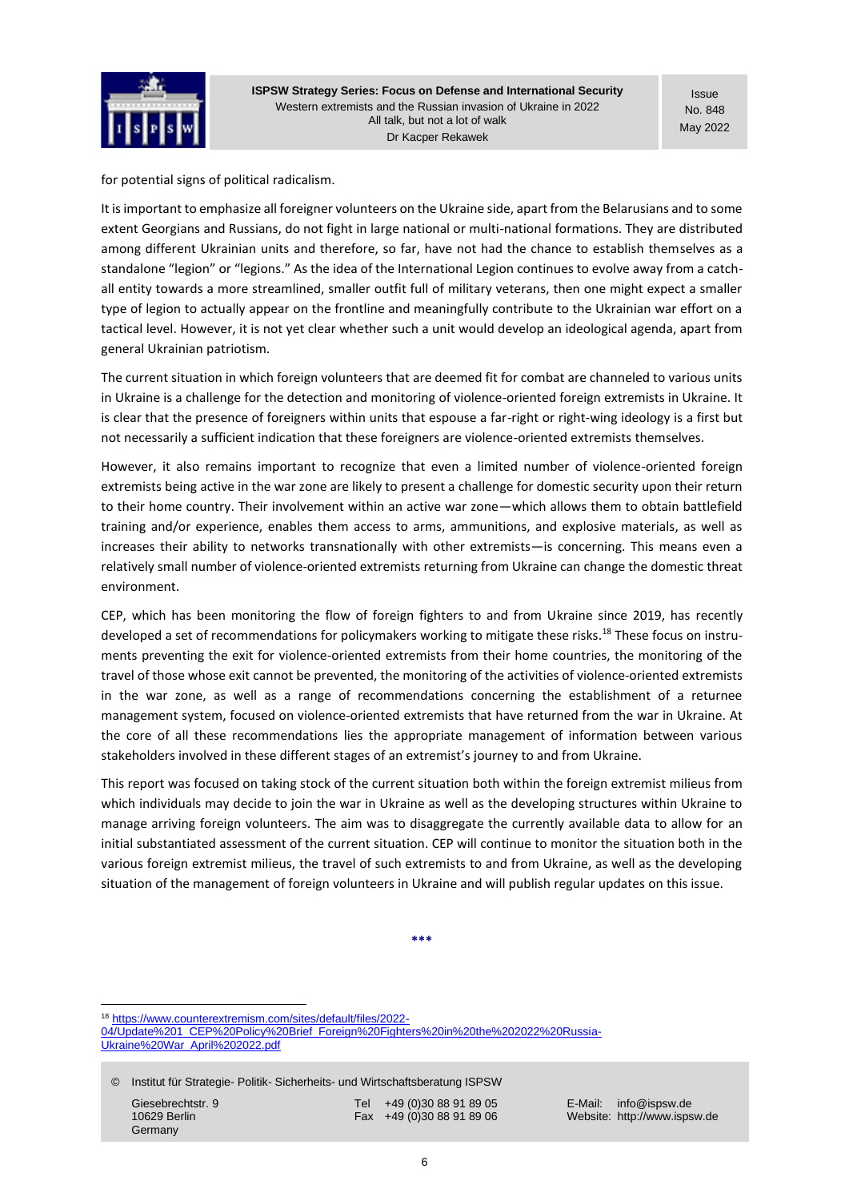for potential signs of political radicalism.

It is important to emphasize all foreigner volunteers on the Ukraine side, apart from the Belarusians and to some extent Georgians and Russians, do not fight in large national or multi-national formations. They are distributed among different Ukrainian units and therefore, so far, have not had the chance to establish themselves as a standalone "legion" or "legions." As the idea of the International Legion continues to evolve away from a catch-all entity towards a more streamlined, smaller outfit full of military veterans, then one might expect a smaller type of legion to actually appear on the frontline and meaningfully contribute to the Ukrainian war effort on a tactical level. However, it is not yet clear whether such a unit would develop an ideological agenda, apart from general Ukrainian patriotism.

The current situation in which foreign volunteers that are deemed fit for combat are channeled to various units in Ukraine is a challenge for the detection and monitoring of violence-oriented foreign extremists in Ukraine. It is clear that the presence of foreigners within units that espouse a far-right or right-wing ideology is a first but not necessarily a sufficient indication that these foreigners are violence-oriented extremists themselves.

However, it also remains important to recognize that even a limited number of violence-oriented foreign extremists being active in the war zone are likely to present a challenge for domestic security upon their return to their home country. Their involvement within an active war zone—which allows them to obtain battlefield training and/or experience, enables them access to arms, ammunitions, and explosive materials, as well as increases their ability to networks transnationally with other extremists—is concerning. This means even a relatively small number of violence-oriented extremists returning from Ukraine can change the domestic threat environment.

CEP, which has been monitoring the flow of foreign fighters to and from Ukraine since 2019, has recently developed a set of recommendations for policymakers working to mitigate these risks.[18] These focus on instruments preventing the exit for violence-oriented extremists from their home countries, the monitoring of the travel of those whose exit cannot be prevented, the monitoring of the activities of violence-oriented extremists in the war zone, as well as a range of recommendations concerning the establishment of a returnee management system, focused on violence-oriented extremists that have returned from the war in Ukraine. At the core of all these recommendations lies the appropriate management of information between various stakeholders involved in these different stages of an extremist's journey to and from Ukraine.

This report was focused on taking stock of the current situation both within the foreign extremist milieus from which individuals may decide to join the war in Ukraine as well as the developing structures within Ukraine to manage arriving foreign volunteers. The aim was to disaggregate the currently available data to allow for an initial substantiated assessment of the current situation. CEP will continue to monitor the situation both in the various foreign extremist milieus, the travel of such extremists to and from Ukraine, as well as the developing situation of the management of foreign volunteers in Ukraine and will publish regular updates on this issue.

***

[18] https://www.counterextremism.com/sites/default/files/2022-04/Update%201_CEP%20Policy%20Brief_Foreign%20Fighters%20in%20the%202022%20Russia-Ukraine%20War_April%202022.pdf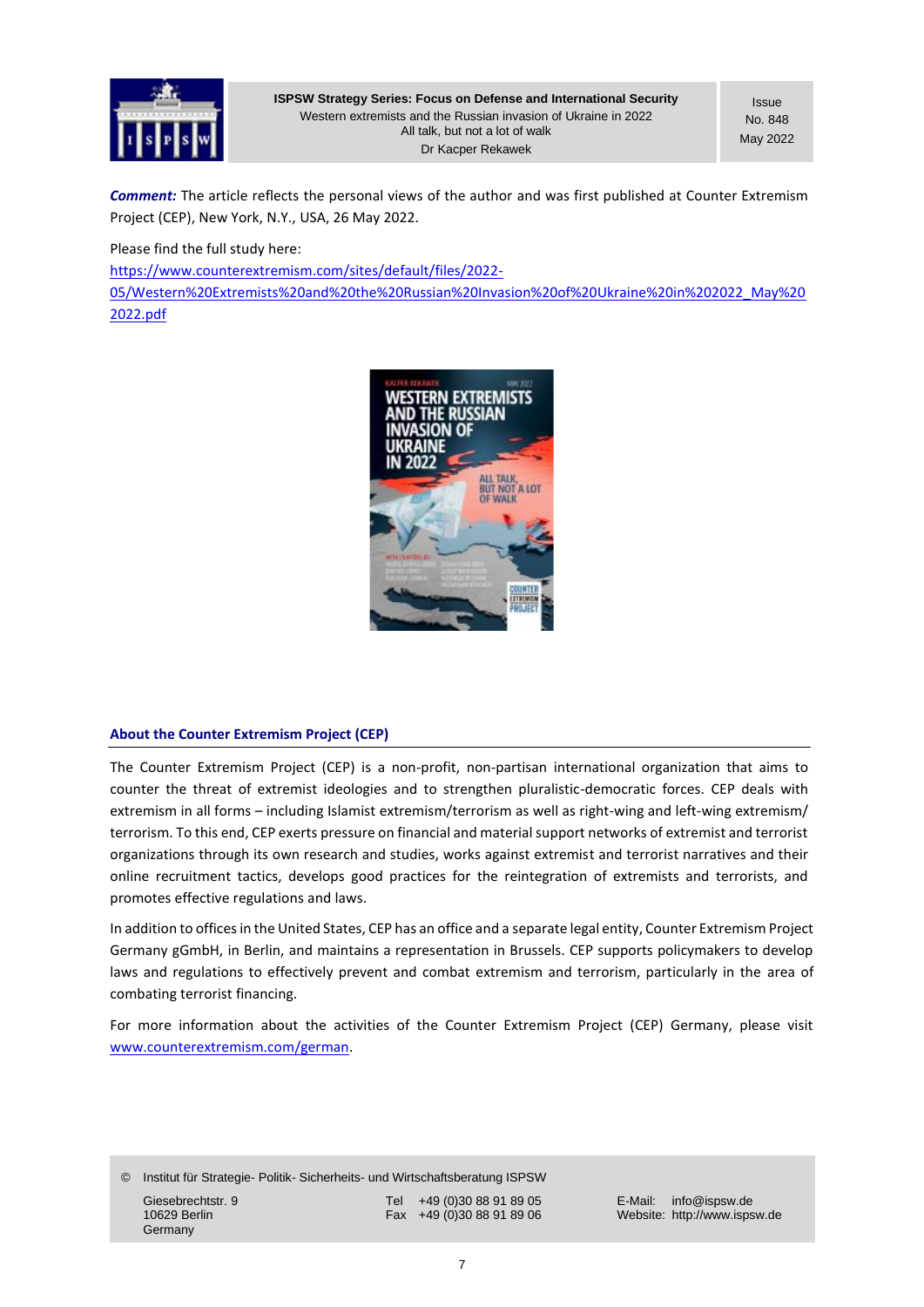***Comment:*** The article reflects the personal views of the author and was first published at Counter Extremism Project (CEP), New York, N.Y., USA, 26 May 2022.

Please find the full study here:
https://www.counterextremism.com/sites/default/files/2022-05/Western%20Extremists%20and%20the%20Russian%20Invasion%20of%20Ukraine%20in%202022_May%202022.pdf

### About the Counter Extremism Project (CEP)

The Counter Extremism Project (CEP) is a non-profit, non-partisan international organization that aims to counter the threat of extremist ideologies and to strengthen pluralistic-democratic forces. CEP deals with extremism in all forms – including Islamist extremism/terrorism as well as right-wing and left-wing extremism/ terrorism. To this end, CEP exerts pressure on financial and material support networks of extremist and terrorist organizations through its own research and studies, works against extremist and terrorist narratives and their online recruitment tactics, develops good practices for the reintegration of extremists and terrorists, and promotes effective regulations and laws.

In addition to offices in the United States, CEP has an office and a separate legal entity, Counter Extremism Project Germany gGmbH, in Berlin, and maintains a representation in Brussels. CEP supports policymakers to develop laws and regulations to effectively prevent and combat extremism and terrorism, particularly in the area of combating terrorist financing.

For more information about the activities of the Counter Extremism Project (CEP) Germany, please visit www.counterextremism.com/german.

© Institut für Strategie- Politik- Sicherheits- und Wirtschaftsberatung ISPSW

Giesebrechtstr. 9
10629 Berlin
Germany

Tel +49 (0)30 88 91 89 05
Fax +49 (0)30 88 91 89 06

E-Mail: info@ispsw.de
Website: http://www.ispsw.de